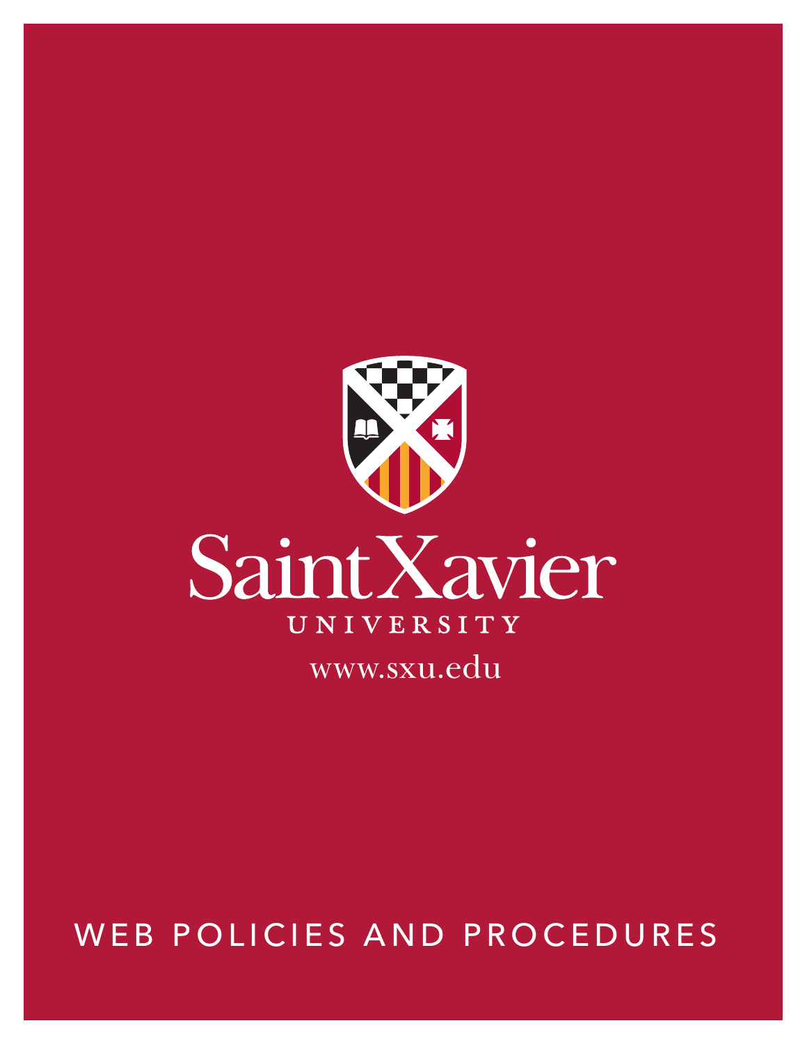Saint Xavier

UNIVERSITY

www.sxu.edu

# WEB POLICIES AND PROCEDURES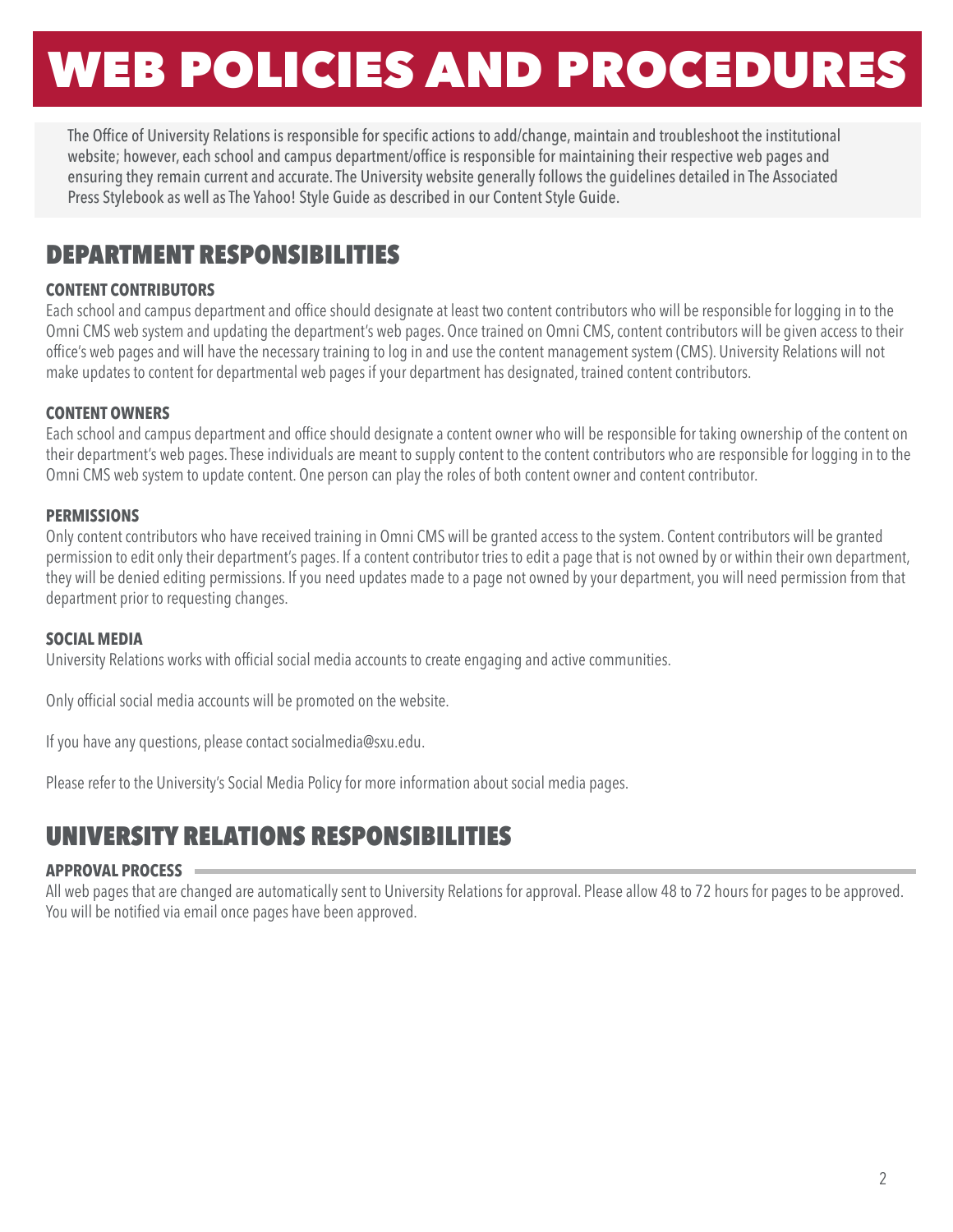# WEB POLICIES AND PROCEDURES

The Office of University Relations is responsible for specific actions to add/change, maintain and troubleshoot the institutional website; however, each school and campus department/office is responsible for maintaining their respective web pages and ensuring they remain current and accurate. The University website generally follows the guidelines detailed in The Associated Press Stylebook as well as The Yahoo! Style Guide as described in our Content Style Guide.

## DEPARTMENT RESPONSIBILITIES

### CONTENT CONTRIBUTORS

Each school and campus department and office should designate at least two content contributors who will be responsible for logging in to the Omni CMS web system and updating the department's web pages. Once trained on Omni CMS, content contributors will be given access to their office's web pages and will have the necessary training to log in and use the content management system (CMS). University Relations will not make updates to content for departmental web pages if your department has designated, trained content contributors.

### CONTENT OWNERS

Each school and campus department and office should designate a content owner who will be responsible for taking ownership of the content on their department's web pages. These individuals are meant to supply content to the content contributors who are responsible for logging in to the Omni CMS web system to update content. One person can play the roles of both content owner and content contributor.

### PERMISSIONS

Only content contributors who have received training in Omni CMS will be granted access to the system. Content contributors will be granted permission to edit only their department's pages. If a content contributor tries to edit a page that is not owned by or within their own department, they will be denied editing permissions. If you need updates made to a page not owned by your department, you will need permission from that department prior to requesting changes.

### SOCIAL MEDIA

University Relations works with official social media accounts to create engaging and active communities.

Only official social media accounts will be promoted on the website.

If you have any questions, please contact socialmedia@sxu.edu.

Please refer to the University's Social Media Policy for more information about social media pages.

## UNIVERSITY RELATIONS RESPONSIBILITIES

### APPROVAL PROCESS

All web pages that are changed are automatically sent to University Relations for approval. Please allow 48 to 72 hours for pages to be approved. You will be notified via email once pages have been approved.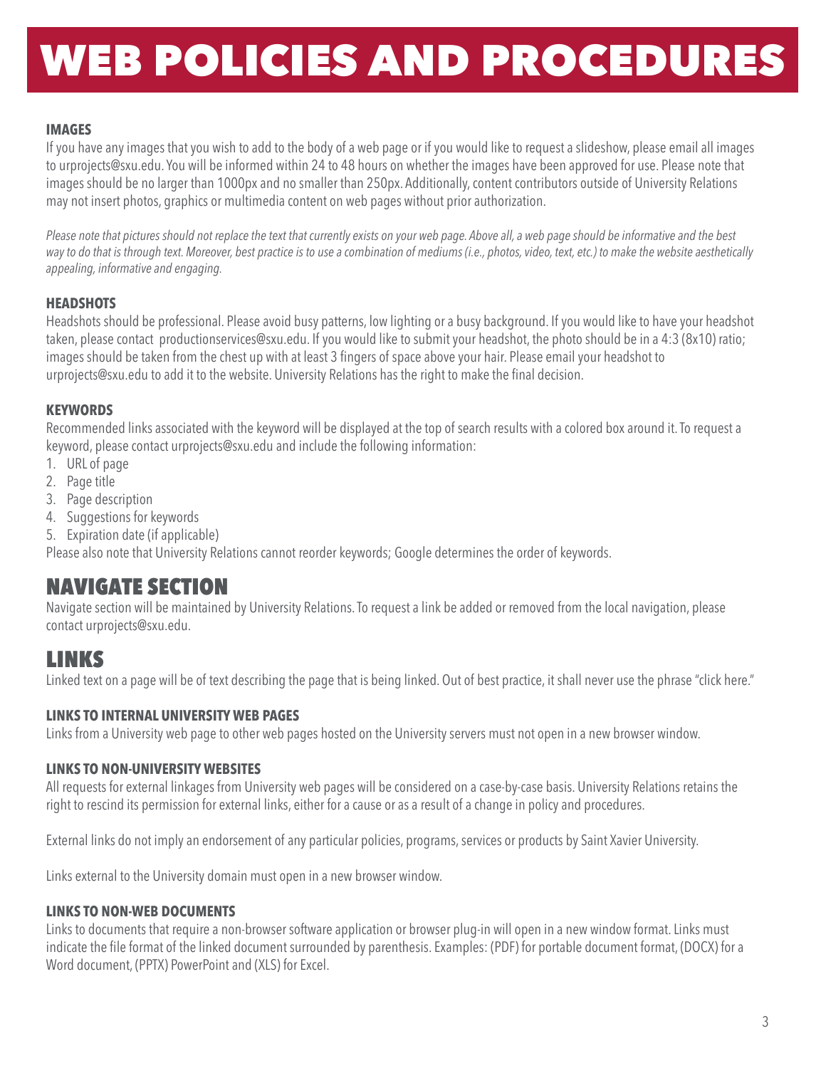# WEB POLICIES AND PROCEDURES

### IMAGES

If you have any images that you wish to add to the body of a web page or if you would like to request a slideshow, please email all images to urprojects@sxu.edu. You will be informed within 24 to 48 hours on whether the images have been approved for use. Please note that images should be no larger than 1000px and no smaller than 250px. Additionally, content contributors outside of University Relations may not insert photos, graphics or multimedia content on web pages without prior authorization.

*Please note that pictures should not replace the text that currently exists on your web page. Above all, a web page should be informative and the best way to do that is through text. Moreover, best practice is to use a combination of mediums (i.e., photos, video, text, etc.) to make the website aesthetically appealing, informative and engaging.*

### HEADSHOTS

Headshots should be professional. Please avoid busy patterns, low lighting or a busy background. If you would like to have your headshot taken, please contact productionservices@sxu.edu. If you would like to submit your headshot, the photo should be in a 4:3 (8x10) ratio; images should be taken from the chest up with at least 3 fingers of space above your hair. Please email your headshot to urprojects@sxu.edu to add it to the website. University Relations has the right to make the final decision.

### KEYWORDS

Recommended links associated with the keyword will be displayed at the top of search results with a colored box around it. To request a keyword, please contact urprojects@sxu.edu and include the following information:

1. URL of page
2. Page title
3. Page description
4. Suggestions for keywords
5. Expiration date (if applicable)

Please also note that University Relations cannot reorder keywords; Google determines the order of keywords.

## NAVIGATE SECTION

Navigate section will be maintained by University Relations. To request a link be added or removed from the local navigation, please contact urprojects@sxu.edu.

## LINKS

Linked text on a page will be of text describing the page that is being linked. Out of best practice, it shall never use the phrase "click here."

### LINKS TO INTERNAL UNIVERSITY WEB PAGES

Links from a University web page to other web pages hosted on the University servers must not open in a new browser window.

### LINKS TO NON-UNIVERSITY WEBSITES

All requests for external linkages from University web pages will be considered on a case-by-case basis. University Relations retains the right to rescind its permission for external links, either for a cause or as a result of a change in policy and procedures.

External links do not imply an endorsement of any particular policies, programs, services or products by Saint Xavier University.

Links external to the University domain must open in a new browser window.

### LINKS TO NON-WEB DOCUMENTS

Links to documents that require a non-browser software application or browser plug-in will open in a new window format. Links must indicate the file format of the linked document surrounded by parenthesis. Examples: (PDF) for portable document format, (DOCX) for a Word document, (PPTX) PowerPoint and (XLS) for Excel.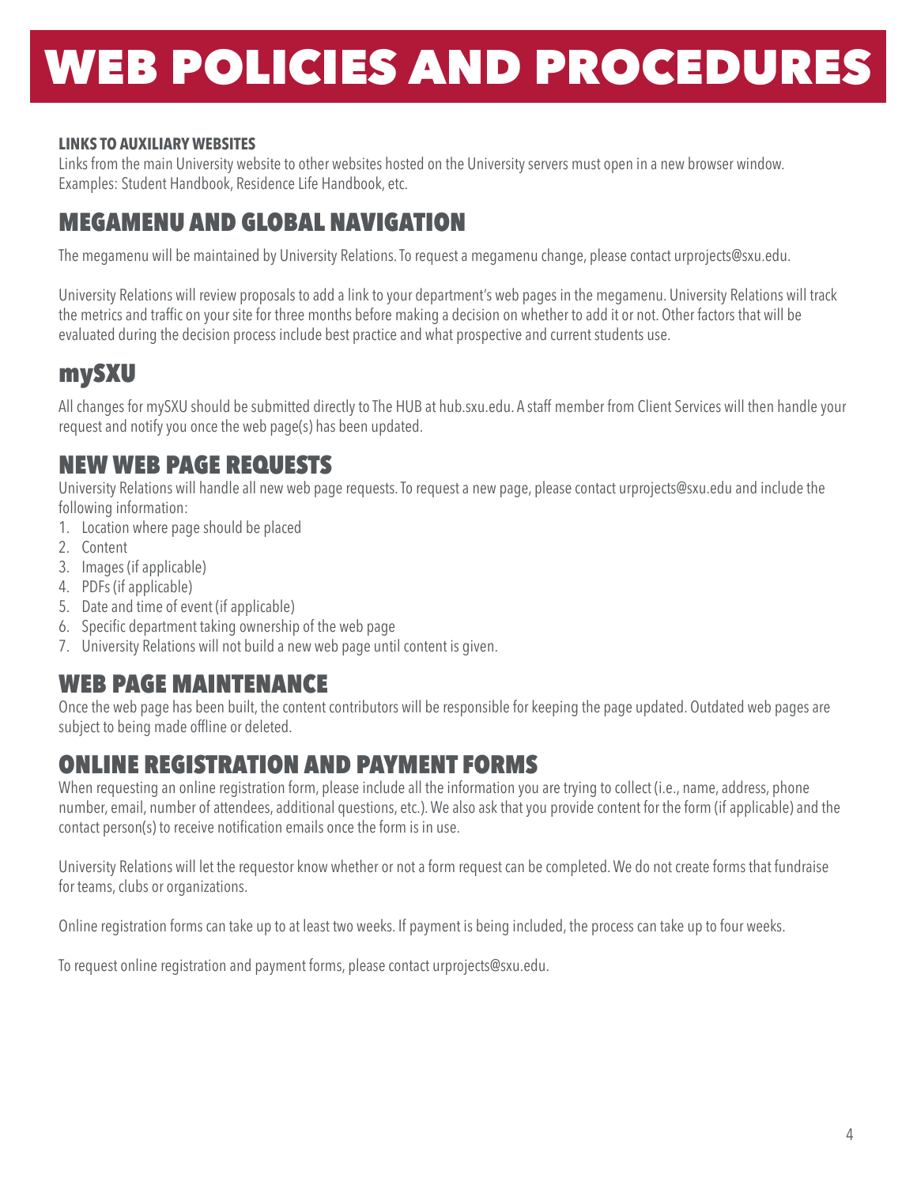# WEB POLICIES AND PROCEDURES

**LINKS TO AUXILIARY WEBSITES**

Links from the main University website to other websites hosted on the University servers must open in a new browser window. Examples: Student Handbook, Residence Life Handbook, etc.

## MEGAMENU AND GLOBAL NAVIGATION

The megamenu will be maintained by University Relations. To request a megamenu change, please contact urprojects@sxu.edu.

University Relations will review proposals to add a link to your department's web pages in the megamenu. University Relations will track the metrics and traffic on your site for three months before making a decision on whether to add it or not. Other factors that will be evaluated during the decision process include best practice and what prospective and current students use.

## mySXU

All changes for mySXU should be submitted directly to The HUB at hub.sxu.edu. A staff member from Client Services will then handle your request and notify you once the web page(s) has been updated.

## NEW WEB PAGE REQUESTS

University Relations will handle all new web page requests. To request a new page, please contact urprojects@sxu.edu and include the following information:

1. Location where page should be placed
2. Content
3. Images (if applicable)
4. PDFs (if applicable)
5. Date and time of event (if applicable)
6. Specific department taking ownership of the web page
7. University Relations will not build a new web page until content is given.

## WEB PAGE MAINTENANCE

Once the web page has been built, the content contributors will be responsible for keeping the page updated. Outdated web pages are subject to being made offline or deleted.

## ONLINE REGISTRATION AND PAYMENT FORMS

When requesting an online registration form, please include all the information you are trying to collect (i.e., name, address, phone number, email, number of attendees, additional questions, etc.). We also ask that you provide content for the form (if applicable) and the contact person(s) to receive notification emails once the form is in use.

University Relations will let the requestor know whether or not a form request can be completed. We do not create forms that fundraise for teams, clubs or organizations.

Online registration forms can take up to at least two weeks. If payment is being included, the process can take up to four weeks.

To request online registration and payment forms, please contact urprojects@sxu.edu.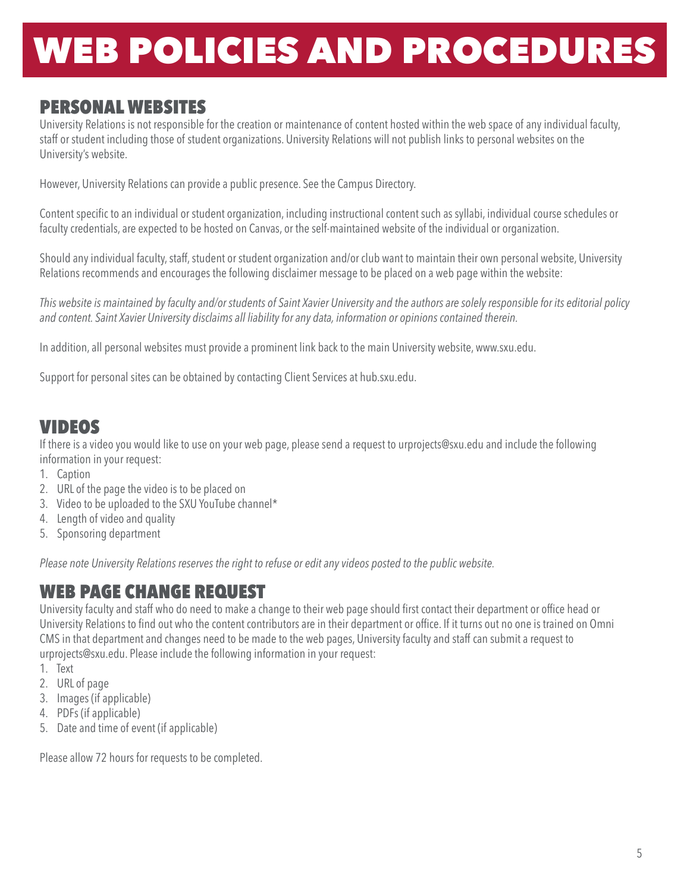# WEB POLICIES AND PROCEDURES

## PERSONAL WEBSITES

University Relations is not responsible for the creation or maintenance of content hosted within the web space of any individual faculty, staff or student including those of student organizations. University Relations will not publish links to personal websites on the University's website.

However, University Relations can provide a public presence. See the Campus Directory.

Content specific to an individual or student organization, including instructional content such as syllabi, individual course schedules or faculty credentials, are expected to be hosted on Canvas, or the self-maintained website of the individual or organization.

Should any individual faculty, staff, student or student organization and/or club want to maintain their own personal website, University Relations recommends and encourages the following disclaimer message to be placed on a web page within the website:

*This website is maintained by faculty and/or students of Saint Xavier University and the authors are solely responsible for its editorial policy and content. Saint Xavier University disclaims all liability for any data, information or opinions contained therein.*

In addition, all personal websites must provide a prominent link back to the main University website, www.sxu.edu.

Support for personal sites can be obtained by contacting Client Services at hub.sxu.edu.

## VIDEOS

If there is a video you would like to use on your web page, please send a request to urprojects@sxu.edu and include the following information in your request:

1. Caption
2. URL of the page the video is to be placed on
3. Video to be uploaded to the SXU YouTube channel*
4. Length of video and quality
5. Sponsoring department

*Please note University Relations reserves the right to refuse or edit any videos posted to the public website.*

## WEB PAGE CHANGE REQUEST

University faculty and staff who do need to make a change to their web page should first contact their department or office head or University Relations to find out who the content contributors are in their department or office. If it turns out no one is trained on Omni CMS in that department and changes need to be made to the web pages, University faculty and staff can submit a request to urprojects@sxu.edu. Please include the following information in your request:

1. Text
2. URL of page
3. Images (if applicable)
4. PDFs (if applicable)
5. Date and time of event (if applicable)

Please allow 72 hours for requests to be completed.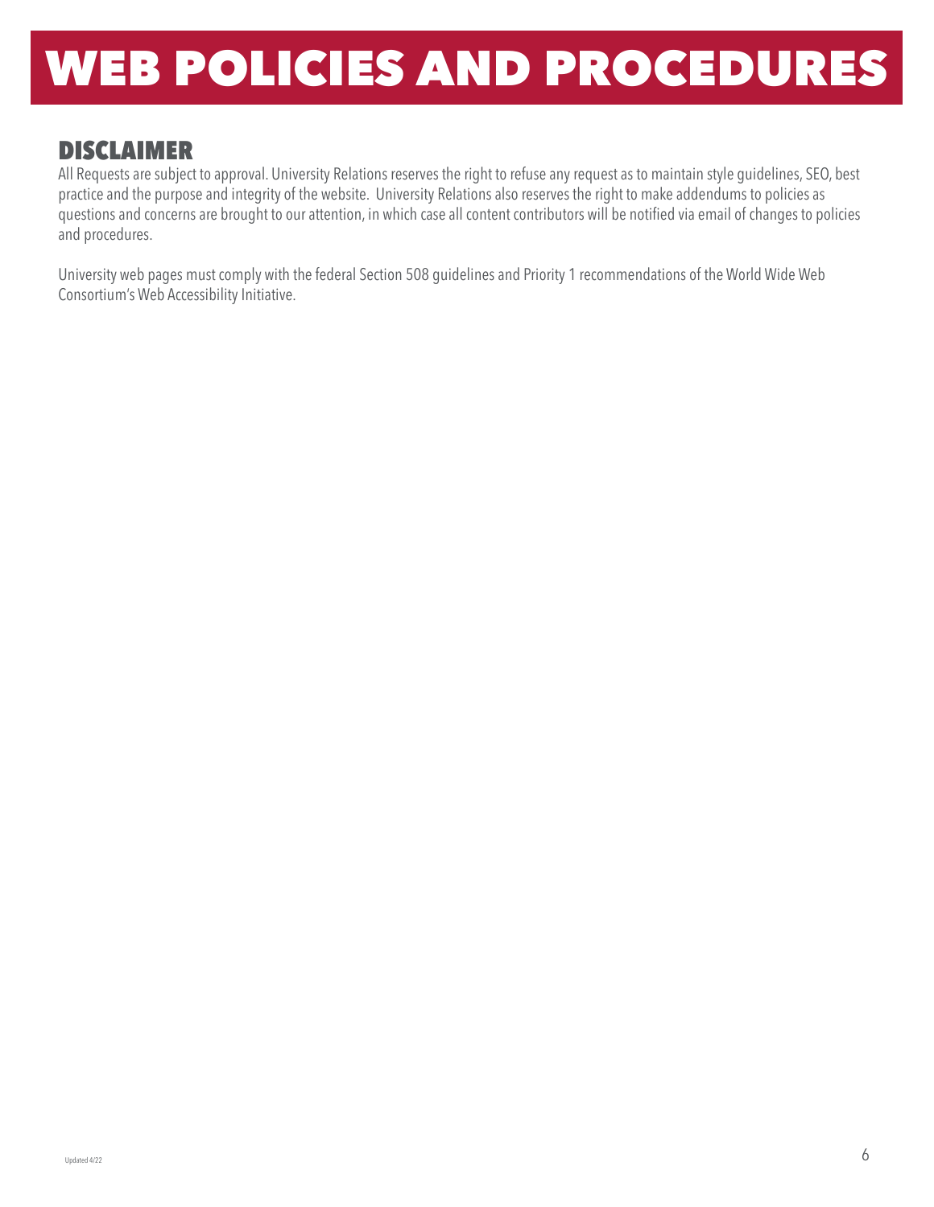# WEB POLICIES AND PROCEDURES

## DISCLAIMER

All Requests are subject to approval. University Relations reserves the right to refuse any request as to maintain style guidelines, SEO, best practice and the purpose and integrity of the website. University Relations also reserves the right to make addendums to policies as questions and concerns are brought to our attention, in which case all content contributors will be notified via email of changes to policies and procedures.

University web pages must comply with the federal Section 508 guidelines and Priority 1 recommendations of the World Wide Web Consortium's Web Accessibility Initiative.